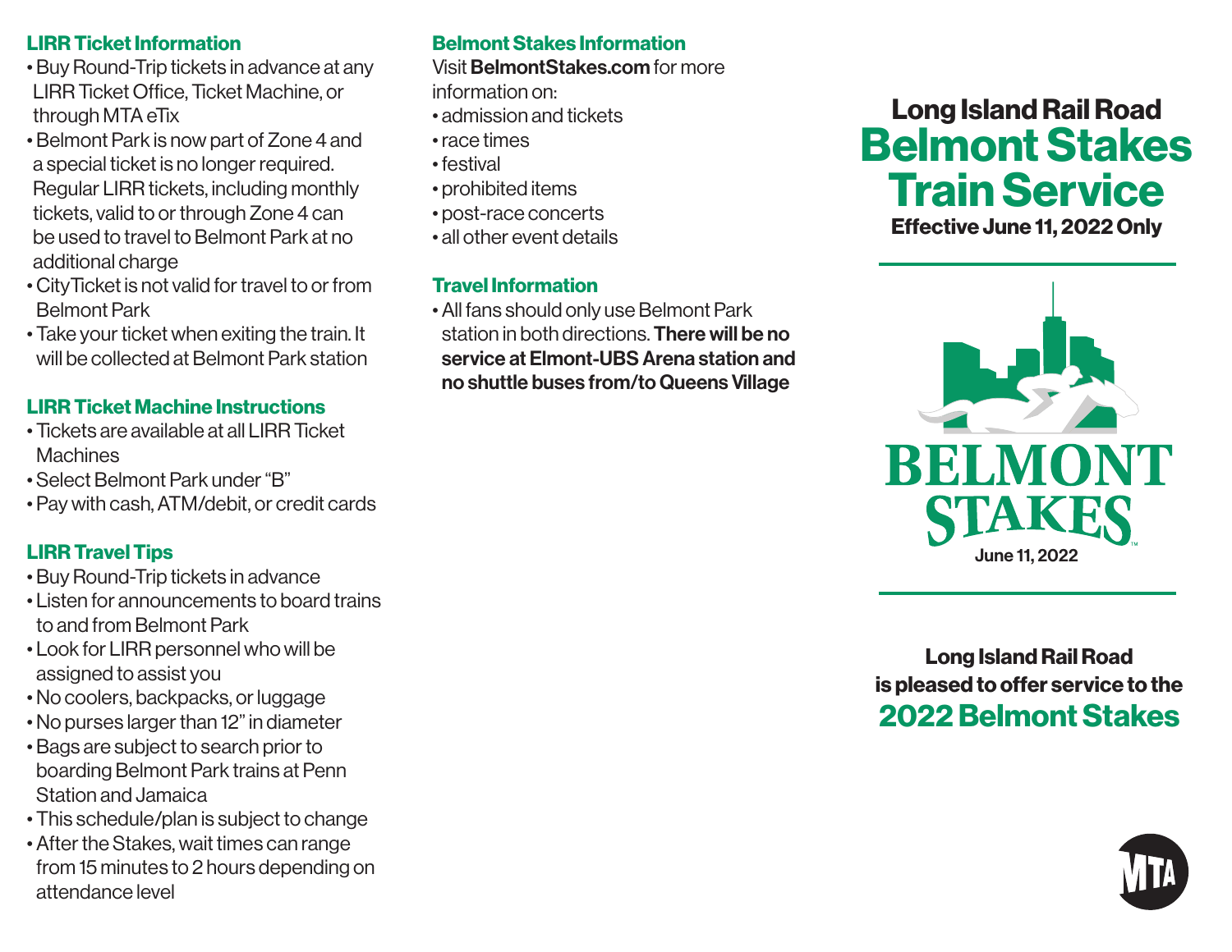## LIRR Ticket Information

- Buy Round-Trip tickets in advance at any LIRR Ticket Office, Ticket Machine, or through MTA eTix
- Belmont Park is now part of Zone 4 and a special ticket is no longer required. Regular LIRR tickets, including monthly tickets, valid to or through Zone 4 can be used to travel to Belmont Park at no additional charge
- CityTicket is not valid for travel to or from Belmont Park
- Take your ticket when exiting the train. It will be collected at Belmont Park station

## LIRR Ticket Machine Instructions

- Tickets are available at all LIRR Ticket Machines
- Select Belmont Park under "B"
- Pay with cash, ATM/debit, or credit cards

## LIRR Travel Tips

- Buy Round-Trip tickets in advance
- Listen for announcements to board trains to and from Belmont Park
- Look for LIRR personnel who will be assigned to assist you
- No coolers, backpacks, or luggage
- No purses larger than 12" in diameter
- Bags are subject to search prior to boarding Belmont Park trains at Penn Station and Jamaica
- This schedule/plan is subject to change
- After the Stakes, wait times can range from 15 minutes to 2 hours depending on attendance level

## Belmont Stakes Information

Visit **BelmontStakes.com** for more information on:

- admission and tickets
- race times
- festival
- prohibited items
- post-race concerts
- all other event details

## Travel Information

- All fans should only use Belmont Park station in both directions. **There will be no service at Elmont-UBS Arena station and no shuttle buses from/to Queens Village**

# Long Island Rail Road
# Belmont Stakes Train Service

**Effective June 11, 2022 Only**

BELMONT STAKES

June 11, 2022

**Long Island Rail Road is pleased to offer service to the**

## 2022 Belmont Stakes

MTA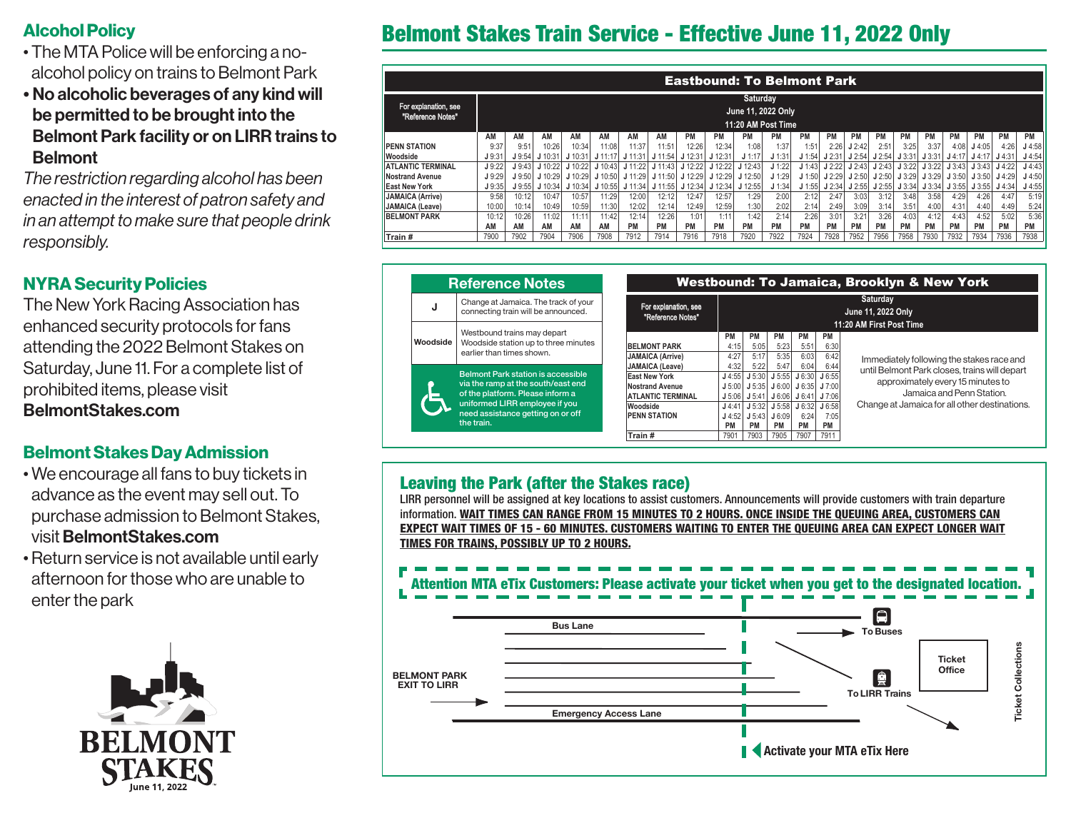## Alcohol Policy

- The MTA Police will be enforcing a no-alcohol policy on trains to Belmont Park
- **No alcoholic beverages of any kind will be permitted to be brought into the Belmont Park facility or on LIRR trains to Belmont**

*The restriction regarding alcohol has been enacted in the interest of patron safety and in an attempt to make sure that people drink responsibly.*

## NYRA Security Policies

The New York Racing Association has enhanced security protocols for fans attending the 2022 Belmont Stakes on Saturday, June 11. For a complete list of prohibited items, please visit **BelmontStakes.com**

## Belmont Stakes Day Admission

- We encourage all fans to buy tickets in advance as the event may sell out. To purchase admission to Belmont Stakes, visit **BelmontStakes.com**
- Return service is not available until early afternoon for those who are unable to enter the park

BELMONT STAKES
June 11, 2022

# Belmont Stakes Train Service - Effective June 11, 2022 Only

## Eastbound: To Belmont Park

Saturday, June 11, 2022 Only, 11:20 AM Post Time

| For explanation, see "Reference Notes" | AM | AM | AM | AM | AM | AM | AM | PM | PM | PM | PM | PM | PM | PM | PM | PM | PM | PM | PM | PM | PM |
|---|---|---|---|---|---|---|---|---|---|---|---|---|---|---|---|---|---|---|---|---|---|
| PENN STATION | 9:37 | 9:51 | 10:26 | 10:34 | 11:08 | 11:37 | 11:51 | 12:26 | 12:34 | 1:08 | 1:37 | 1:51 | 2:26 | J 2:42 | 2:51 | 3:25 | 3:37 | 4:08 | J 4:05 | 4:26 | J 4:58 |
| Woodside | J 9:31 | J 9:54 | J 10:31 | J 10:31 | J 11:17 | J 11:31 | J 11:54 | J 12:31 | J 12:31 | J 1:17 | J 1:31 | J 1:54 | J 2:31 | J 2:54 | J 2:54 | J 3:31 | J 3:31 | J 4:17 | J 4:17 | J 4:31 | J 4:54 |
| ATLANTIC TERMINAL | J 9:22 | J 9:43 | J 10:22 | J 10:22 | J 10:43 | J 11:22 | J 11:43 | J 12:22 | J 12:22 | J 12:43 | J 1:22 | J 1:43 | J 2:22 | J 2:43 | J 2:43 | J 3:22 | J 3:22 | J 3:43 | J 3:43 | J 4:22 | J 4:43 |
| Nostrand Avenue | J 9:29 | J 9:50 | J 10:29 | J 10:29 | J 10:50 | J 11:29 | J 11:50 | J 12:29 | J 12:29 | J 12:50 | J 1:29 | J 1:50 | J 2:29 | J 2:50 | J 2:50 | J 3:29 | J 3:29 | J 3:50 | J 3:50 | J 4:29 | J 4:50 |
| East New York | J 9:35 | J 9:55 | J 10:34 | J 10:34 | J 10:55 | J 11:34 | J 11:55 | J 12:34 | J 12:34 | J 12:55 | J 1:34 | J 1:55 | J 2:34 | J 2:55 | J 2:55 | J 3:34 | J 3:34 | J 3:55 | J 3:55 | J 4:34 | J 4:55 |
| JAMAICA (Arrive) | 9:58 | 10:12 | 10:47 | 10:57 | 11:29 | 12:00 | 12:12 | 12:47 | 12:57 | 1:29 | 2:00 | 2:12 | 2:47 | 3:03 | 3:12 | 3:48 | 3:58 | 4:29 | 4:26 | 4:47 | 5:19 |
| JAMAICA (Leave) | 10:00 | 10:14 | 10:49 | 10:59 | 11:30 | 12:02 | 12:14 | 12:49 | 12:59 | 1:30 | 2:02 | 2:14 | 2:49 | 3:09 | 3:14 | 3:51 | 4:00 | 4:31 | 4:40 | 4:49 | 5:24 |
| BELMONT PARK | 10:12 | 10:26 | 11:02 | 11:11 | 11:42 | 12:14 | 12:26 | 1:01 | 1:11 | 1:42 | 2:14 | 2:26 | 3:01 | 3:21 | 3:26 | 4:03 | 4:12 | 4:43 | 4:52 | 5:02 | 5:36 |
| | AM | AM | AM | AM | AM | PM | PM | PM | PM | PM | PM | PM | PM | PM | PM | PM | PM | PM | PM | PM | PM |
| Train # | 7900 | 7902 | 7904 | 7906 | 7908 | 7912 | 7914 | 7916 | 7918 | 7920 | 7922 | 7924 | 7928 | 7952 | 7956 | 7958 | 7930 | 7932 | 7934 | 7936 | 7938 |

## Reference Notes

| | |
|---|---|
| J | Change at Jamaica. The track of your connecting train will be announced. |
| Woodside | Westbound trains may depart Woodside station up to three minutes earlier than times shown. |

Belmont Park station is accessible via the ramp at the south/east end of the platform. Please inform a uniformed LIRR employee if you need assistance getting on or off the train.

## Westbound: To Jamaica, Brooklyn & New York

Saturday, June 11, 2022 Only, 11:20 AM First Post Time

| For explanation, see "Reference Notes" | PM | PM | PM | PM | PM |
|---|---|---|---|---|---|
| BELMONT PARK | 4:15 | 5:05 | 5:23 | 5:51 | 6:30 |
| JAMAICA (Arrive) | 4:27 | 5:17 | 5:35 | 6:03 | 6:42 |
| JAMAICA (Leave) | 4:32 | 5:22 | 5:47 | 6:04 | 6:44 |
| East New York | J 4:55 | J 5:30 | J 5:55 | J 6:30 | J 6:55 |
| Nostrand Avenue | J 5:00 | J 5:35 | J 6:00 | J 6:35 | J 7:00 |
| ATLANTIC TERMINAL | J 5:06 | J 5:41 | J 6:06 | J 6:41 | J 7:06 |
| Woodside | J 4:41 | J 5:32 | J 5:58 | J 6:32 | J 6:58 |
| PENN STATION | J 4:52 | J 5:43 | J 6:09 | 6:24 | 7:05 |
| | PM | PM | PM | PM | PM |
| Train # | 7901 | 7903 | 7905 | 7907 | 7911 |

Immediately following the stakes race and until Belmont Park closes, trains will depart approximately every 15 minutes to Jamaica and Penn Station. Change at Jamaica for all other destinations.

## Leaving the Park (after the Stakes race)

LIRR personnel will be assigned at key locations to assist customers. Announcements will provide customers with train departure information. **WAIT TIMES CAN RANGE FROM 15 MINUTES TO 2 HOURS. ONCE INSIDE THE QUEUING AREA, CUSTOMERS CAN EXPECT WAIT TIMES OF 15 - 60 MINUTES. CUSTOMERS WAITING TO ENTER THE QUEUING AREA CAN EXPECT LONGER WAIT TIMES FOR TRAINS, POSSIBLY UP TO 2 HOURS.**

**Attention MTA eTix Customers: Please activate your ticket when you get to the designated location.**

Bus Lane
To Buses
BELMONT PARK EXIT TO LIRR
To LIRR Trains
Ticket Office
Ticket Collections
Emergency Access Lane
Activate your MTA eTix Here